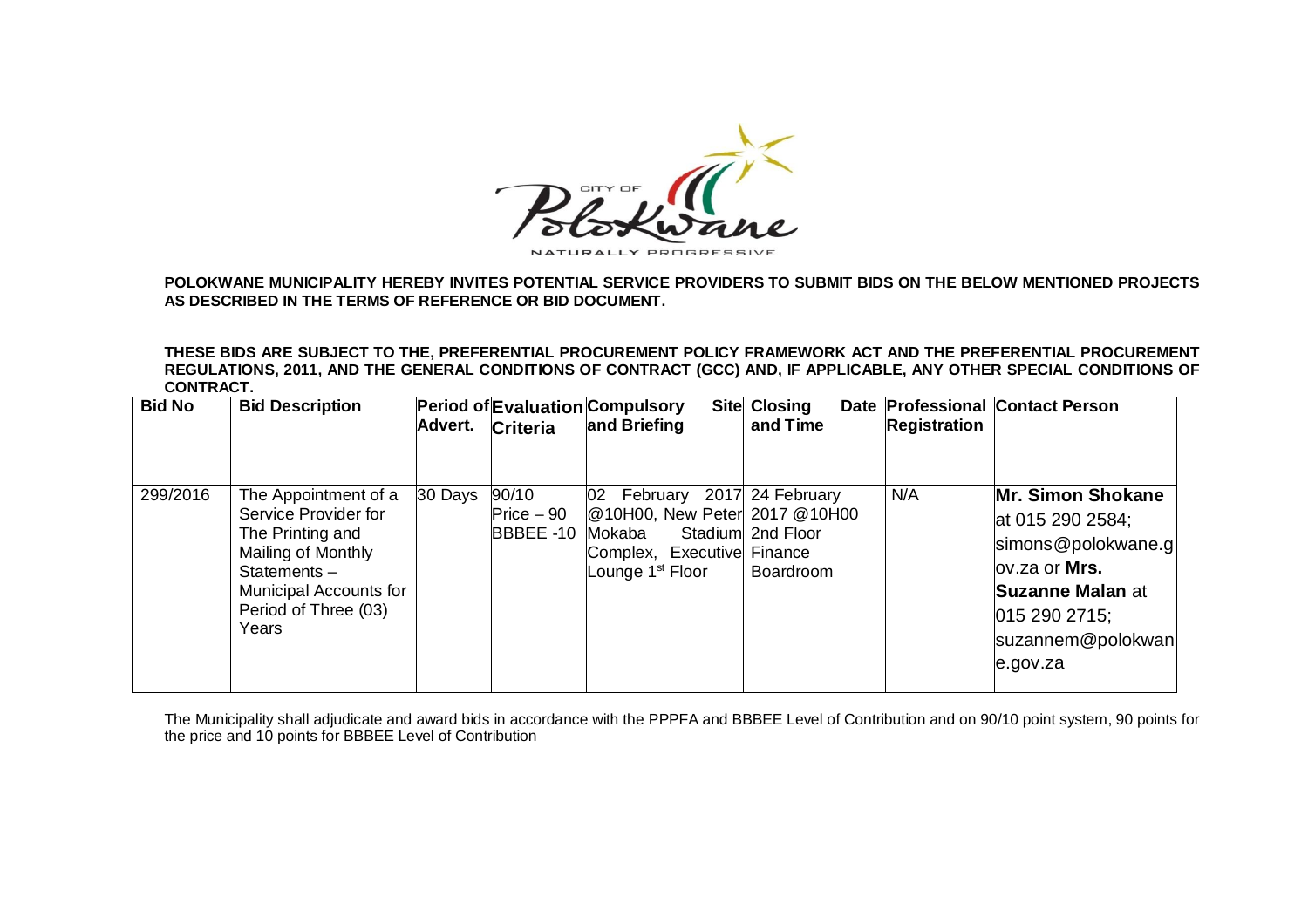**POLOKWANE MUNICIPALITY HEREBY INVITES POTENTIAL SERVICE PROVIDERS TO SUBMIT BIDS ON THE BELOW MENTIONED PROJECTS AS DESCRIBED IN THE TERMS OF REFERENCE OR BID DOCUMENT.**

**THESE BIDS ARE SUBJECT TO THE, PREFERENTIAL PROCUREMENT POLICY FRAMEWORK ACT AND THE PREFERENTIAL PROCUREMENT REGULATIONS, 2011, AND THE GENERAL CONDITIONS OF CONTRACT (GCC) AND, IF APPLICABLE, ANY OTHER SPECIAL CONDITIONS OF CONTRACT.**

| Bid No | Bid Description | Period of Advert. | Evaluation Criteria | Compulsory Site and Briefing | Closing Date and Time | Professional Registration | Contact Person |
|---|---|---|---|---|---|---|---|
| 299/2016 | The Appointment of a Service Provider for The Printing and Mailing of Monthly Statements – Municipal Accounts for Period of Three (03) Years | 30 Days | 90/10 Price – 90 BBBEE -10 | 02 February 2017 @10H00, New Peter Mokaba Stadium Complex, Executive Lounge 1st Floor | 24 February 2017 @10H00 2nd Floor Finance Boardroom | N/A | **Mr. Simon Shokane** at 015 290 2584; simons@polokwane.gov.za or **Mrs. Suzanne Malan** at 015 290 2715; suzannem@polokwane.gov.za |

The Municipality shall adjudicate and award bids in accordance with the PPPFA and BBBEE Level of Contribution and on 90/10 point system, 90 points for the price and 10 points for BBBEE Level of Contribution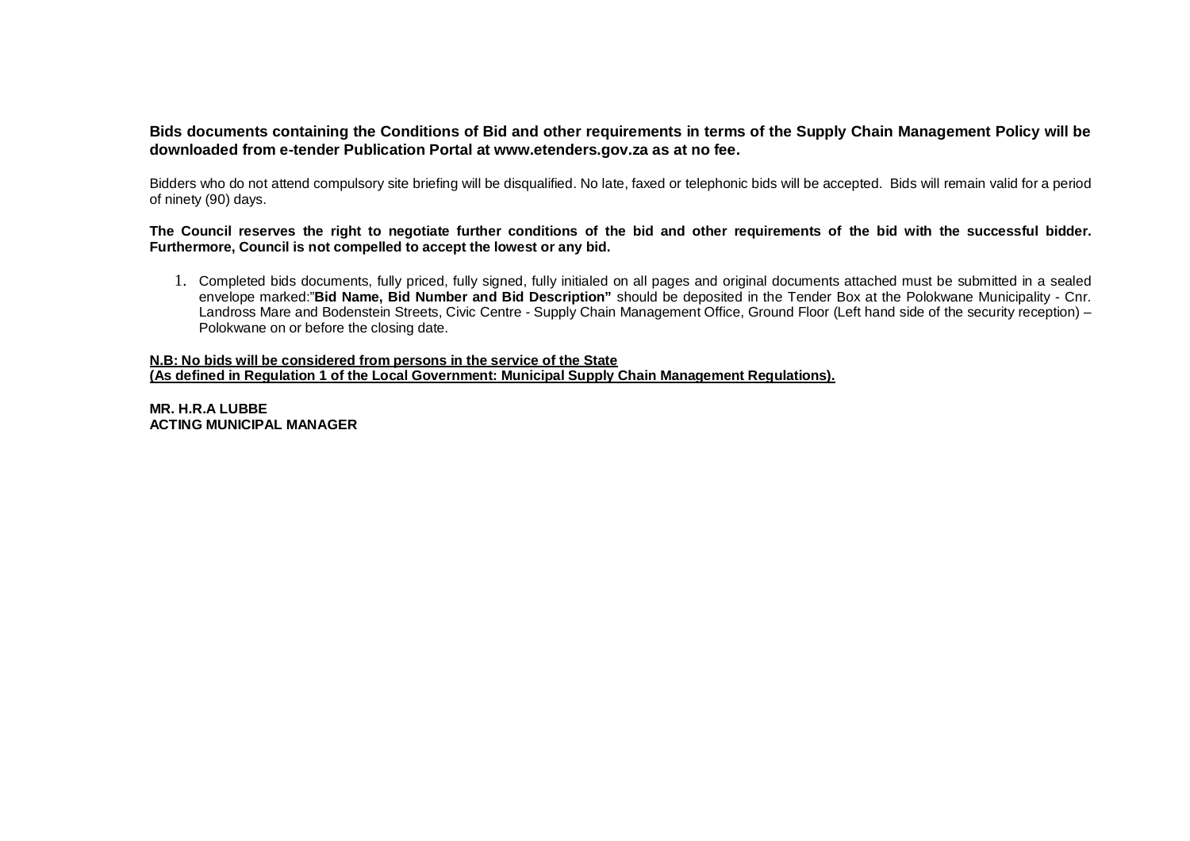**Bids documents containing the Conditions of Bid and other requirements in terms of the Supply Chain Management Policy will be downloaded from e-tender Publication Portal at www.etenders.gov.za as at no fee.**

Bidders who do not attend compulsory site briefing will be disqualified. No late, faxed or telephonic bids will be accepted. Bids will remain valid for a period of ninety (90) days.

**The Council reserves the right to negotiate further conditions of the bid and other requirements of the bid with the successful bidder. Furthermore, Council is not compelled to accept the lowest or any bid.**

1. Completed bids documents, fully priced, fully signed, fully initialed on all pages and original documents attached must be submitted in a sealed envelope marked:"**Bid Name, Bid Number and Bid Description"** should be deposited in the Tender Box at the Polokwane Municipality - Cnr. Landross Mare and Bodenstein Streets, Civic Centre - Supply Chain Management Office, Ground Floor (Left hand side of the security reception) – Polokwane on or before the closing date.

**N.B: No bids will be considered from persons in the service of the State**
**(As defined in Regulation 1 of the Local Government: Municipal Supply Chain Management Regulations).**

**MR. H.R.A LUBBE**
**ACTING MUNICIPAL MANAGER**